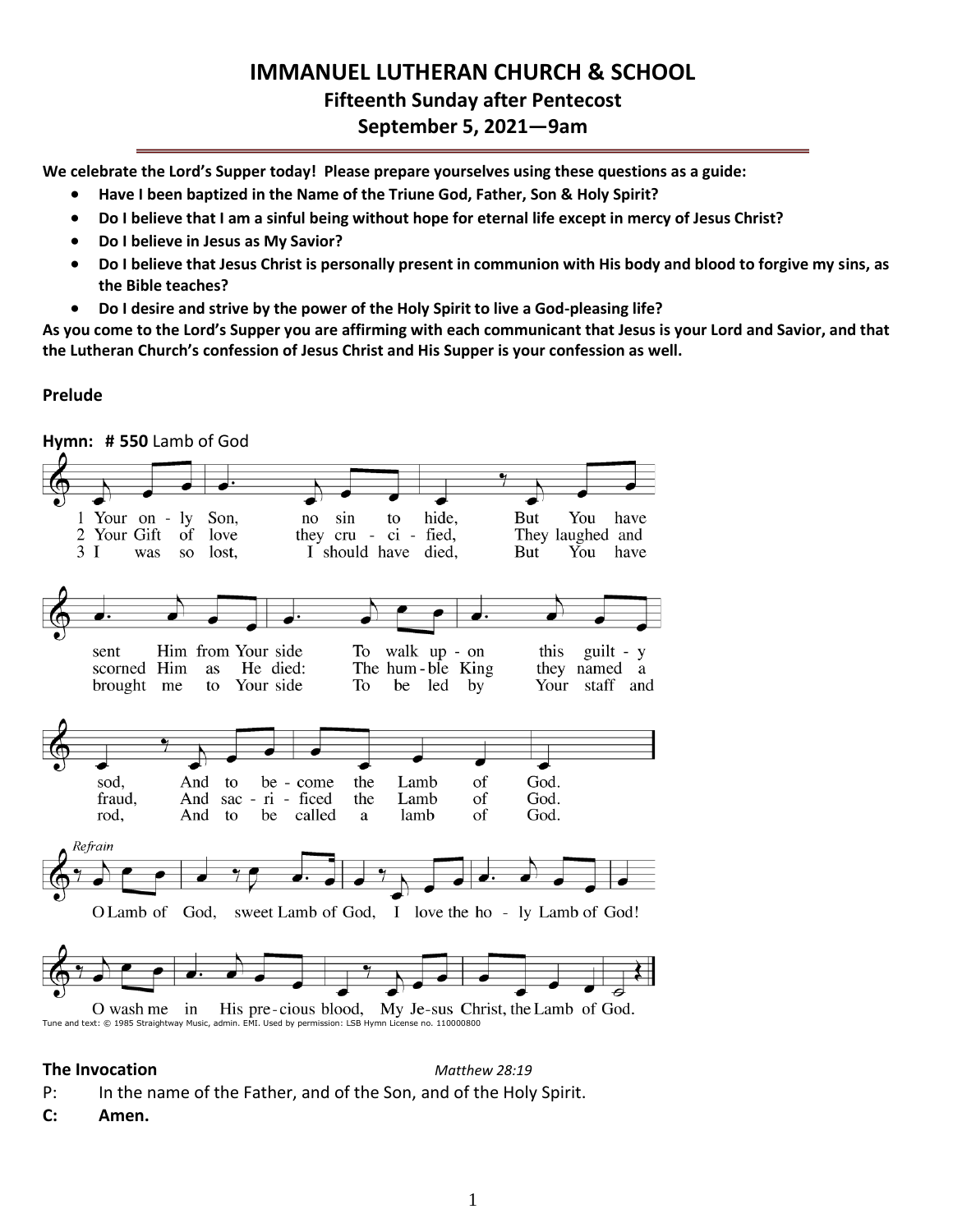# IMMANUEL LUTHERAN CHURCH & SCHOOL

## Fifteenth Sunday after Pentecost

## September 5, 2021—9am

**We celebrate the Lord's Supper today! Please prepare yourselves using these questions as a guide:**

- **Have I been baptized in the Name of the Triune God, Father, Son & Holy Spirit?**
- **Do I believe that I am a sinful being without hope for eternal life except in mercy of Jesus Christ?**
- **Do I believe in Jesus as My Savior?**
- **Do I believe that Jesus Christ is personally present in communion with His body and blood to forgive my sins, as the Bible teaches?**
- **Do I desire and strive by the power of the Holy Spirit to live a God-pleasing life?**

**As you come to the Lord's Supper you are affirming with each communicant that Jesus is your Lord and Savior, and that the Lutheran Church's confession of Jesus Christ and His Supper is your confession as well.**

**Prelude**

**Hymn: # 550** Lamb of God

1 Your only Son, no sin to hide, But You have sent Him from Your side To walk upon this guilty sod, And to become the Lamb of God.

2 Your Gift of love they crucified, They laughed and scorned Him as He died: The humble King they named a fraud, And sacrificed the Lamb of God.

3 I was so lost, I should have died, But You have brought me to Your side To be led by Your staff and rod, And to be called a lamb of God.

*Refrain*
O Lamb of God, sweet Lamb of God, I love the holy Lamb of God!
O wash me in His precious blood, My Jesus Christ, the Lamb of God.

Tune and text: © 1985 Straightway Music, admin. EMI. Used by permission: LSB Hymn License no. 110000800

**The Invocation** *Matthew 28:19*

P: In the name of the Father, and of the Son, and of the Holy Spirit.

**C: Amen.**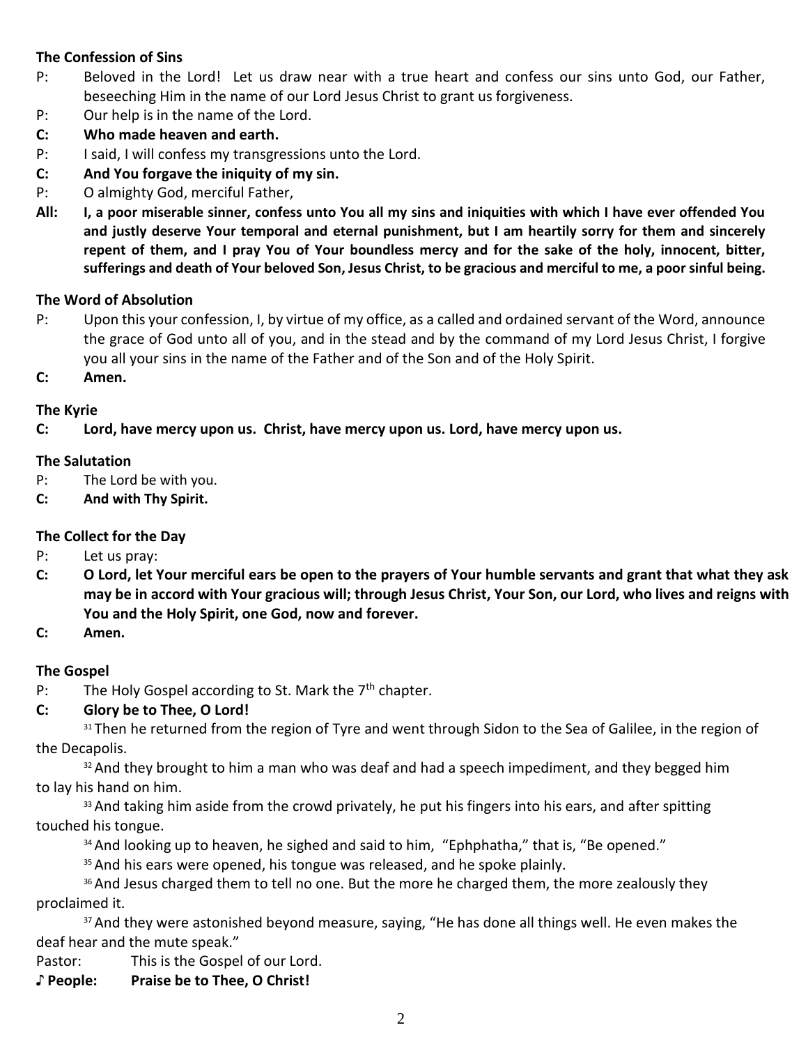### The Confession of Sins

P: Beloved in the Lord! Let us draw near with a true heart and confess our sins unto God, our Father, beseeching Him in the name of our Lord Jesus Christ to grant us forgiveness.

P: Our help is in the name of the Lord.

**C: Who made heaven and earth.**

P: I said, I will confess my transgressions unto the Lord.

**C: And You forgave the iniquity of my sin.**

P: O almighty God, merciful Father,

**All: I, a poor miserable sinner, confess unto You all my sins and iniquities with which I have ever offended You and justly deserve Your temporal and eternal punishment, but I am heartily sorry for them and sincerely repent of them, and I pray You of Your boundless mercy and for the sake of the holy, innocent, bitter, sufferings and death of Your beloved Son, Jesus Christ, to be gracious and merciful to me, a poor sinful being.**

### The Word of Absolution

P: Upon this your confession, I, by virtue of my office, as a called and ordained servant of the Word, announce the grace of God unto all of you, and in the stead and by the command of my Lord Jesus Christ, I forgive you all your sins in the name of the Father and of the Son and of the Holy Spirit.

**C: Amen.**

### The Kyrie

**C: Lord, have mercy upon us. Christ, have mercy upon us. Lord, have mercy upon us.**

### The Salutation

P: The Lord be with you.

**C: And with Thy Spirit.**

### The Collect for the Day

P: Let us pray:

**C: O Lord, let Your merciful ears be open to the prayers of Your humble servants and grant that what they ask may be in accord with Your gracious will; through Jesus Christ, Your Son, our Lord, who lives and reigns with You and the Holy Spirit, one God, now and forever.**

**C: Amen.**

### The Gospel

P: The Holy Gospel according to St. Mark the 7th chapter.

**C: Glory be to Thee, O Lord!**

31 Then he returned from the region of Tyre and went through Sidon to the Sea of Galilee, in the region of the Decapolis.

32 And they brought to him a man who was deaf and had a speech impediment, and they begged him to lay his hand on him.

33 And taking him aside from the crowd privately, he put his fingers into his ears, and after spitting touched his tongue.

34 And looking up to heaven, he sighed and said to him, "Ephphatha," that is, "Be opened."

35 And his ears were opened, his tongue was released, and he spoke plainly.

36 And Jesus charged them to tell no one. But the more he charged them, the more zealously they proclaimed it.

37 And they were astonished beyond measure, saying, "He has done all things well. He even makes the deaf hear and the mute speak."

Pastor: This is the Gospel of our Lord.

**♪ People: Praise be to Thee, O Christ!**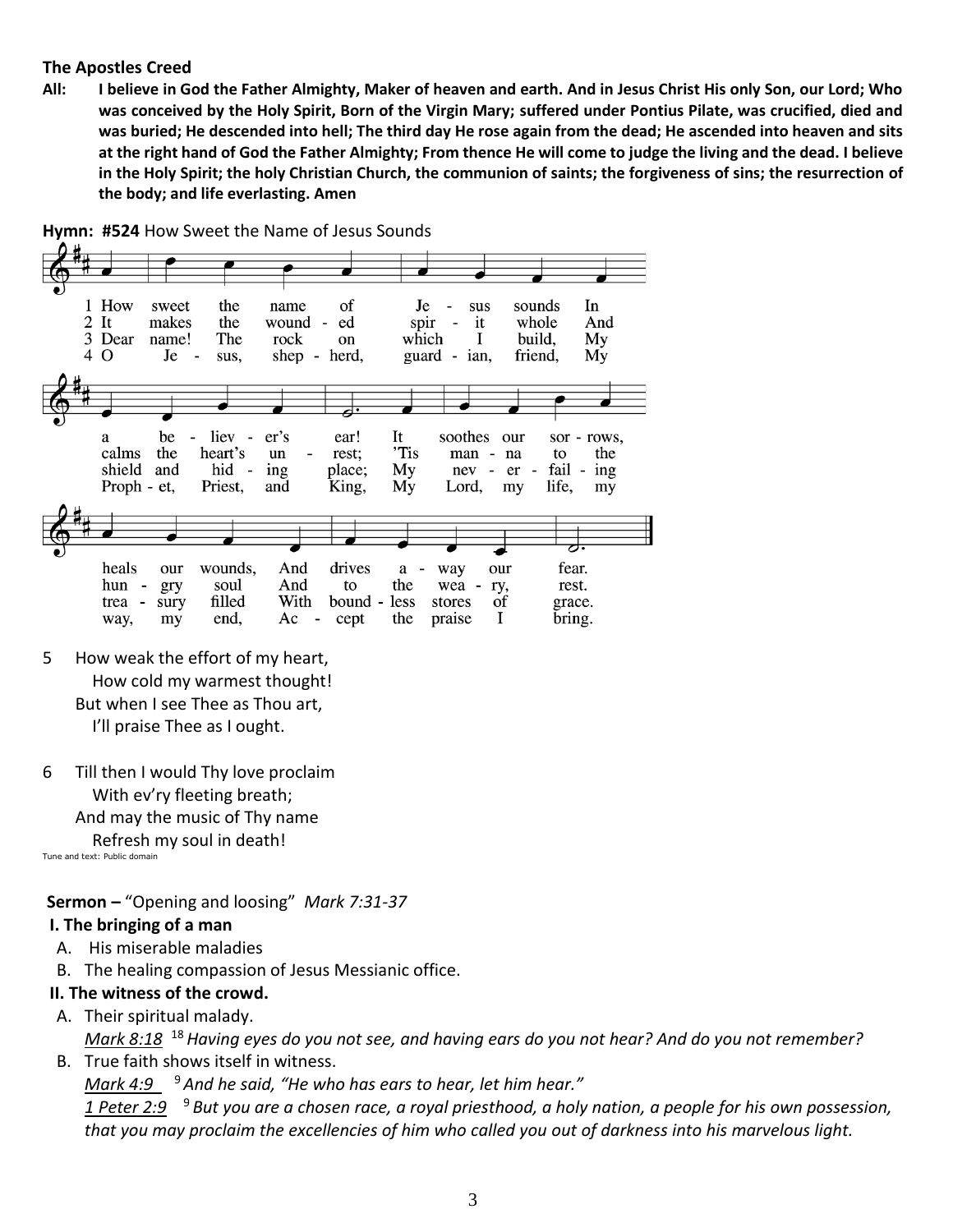**The Apostles Creed**

**All: I believe in God the Father Almighty, Maker of heaven and earth. And in Jesus Christ His only Son, our Lord; Who was conceived by the Holy Spirit, Born of the Virgin Mary; suffered under Pontius Pilate, was crucified, died and was buried; He descended into hell; The third day He rose again from the dead; He ascended into heaven and sits at the right hand of God the Father Almighty; From thence He will come to judge the living and the dead. I believe in the Holy Spirit; the holy Christian Church, the communion of saints; the forgiveness of sins; the resurrection of the body; and life everlasting. Amen**

**Hymn: #524** How Sweet the Name of Jesus Sounds

1 How sweet the name of Jesus sounds In a believer's ear! It soothes our sorrows, heals our wounds, And drives away our fear.

2 It makes the wounded spirit whole And calms the heart's unrest; 'Tis manna to the hungry soul And to the weary, rest.

3 Dear name! The rock on which I build, My shield and hiding place; My never-failing treasury filled With boundless stores of grace.

4 O Jesus, shepherd, guardian, friend, My Prophet, Priest, and King, My Lord, my life, my way, my end, Accept the praise I bring.

5 How weak the effort of my heart,
How cold my warmest thought!
But when I see Thee as Thou art,
I'll praise Thee as I ought.

6 Till then I would Thy love proclaim
With ev'ry fleeting breath;
And may the music of Thy name
Refresh my soul in death!

Tune and text: Public domain

**Sermon –** "Opening and loosing" *Mark 7:31-37*

**I. The bringing of a man**

A. His miserable maladies

B. The healing compassion of Jesus Messianic office.

**II. The witness of the crowd.**

A. Their spiritual malady.
*Mark 8:18* [18] *Having eyes do you not see, and having ears do you not hear? And do you not remember?*

B. True faith shows itself in witness.
*Mark 4:9* [9] *And he said, "He who has ears to hear, let him hear."*
*1 Peter 2:9* [9] *But you are a chosen race, a royal priesthood, a holy nation, a people for his own possession, that you may proclaim the excellencies of him who called you out of darkness into his marvelous light.*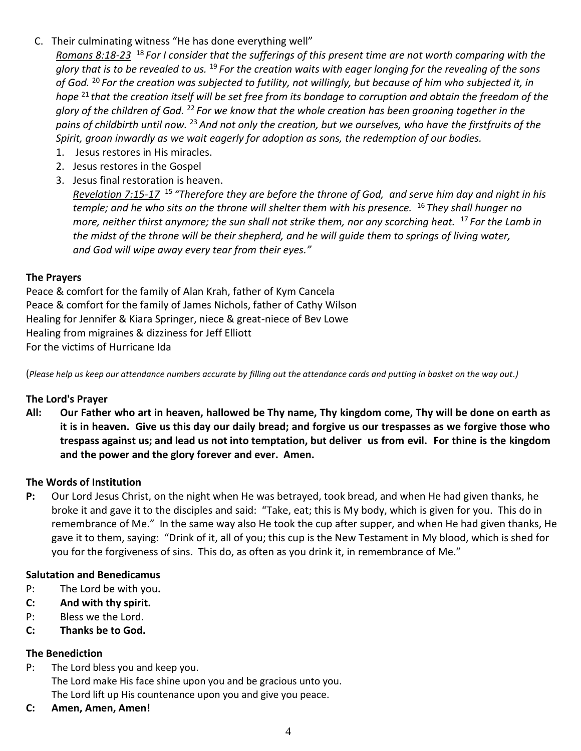C. Their culminating witness "He has done everything well"

   *Romans 8:18-23* [18] *For I consider that the sufferings of this present time are not worth comparing with the glory that is to be revealed to us.* [19] *For the creation waits with eager longing for the revealing of the sons of God.* [20] *For the creation was subjected to futility, not willingly, but because of him who subjected it, in hope* [21] *that the creation itself will be set free from its bondage to corruption and obtain the freedom of the glory of the children of God.* [22] *For we know that the whole creation has been groaning together in the pains of childbirth until now.* [23] *And not only the creation, but we ourselves, who have the firstfruits of the Spirit, groan inwardly as we wait eagerly for adoption as sons, the redemption of our bodies.*

   1. Jesus restores in His miracles.
   2. Jesus restores in the Gospel
   3. Jesus final restoration is heaven.

      *Revelation 7:15-17* [15] *"Therefore they are before the throne of God, and serve him day and night in his temple; and he who sits on the throne will shelter them with his presence.* [16] *They shall hunger no more, neither thirst anymore; the sun shall not strike them, nor any scorching heat.* [17] *For the Lamb in the midst of the throne will be their shepherd, and he will guide them to springs of living water, and God will wipe away every tear from their eyes."*

**The Prayers**

Peace & comfort for the family of Alan Krah, father of Kym Cancela
Peace & comfort for the family of James Nichols, father of Cathy Wilson
Healing for Jennifer & Kiara Springer, niece & great-niece of Bev Lowe
Healing from migraines & dizziness for Jeff Elliott
For the victims of Hurricane Ida

(*Please help us keep our attendance numbers accurate by filling out the attendance cards and putting in basket on the way out.)*

**The Lord's Prayer**

**All: Our Father who art in heaven, hallowed be Thy name, Thy kingdom come, Thy will be done on earth as it is in heaven. Give us this day our daily bread; and forgive us our trespasses as we forgive those who trespass against us; and lead us not into temptation, but deliver us from evil. For thine is the kingdom and the power and the glory forever and ever. Amen.**

**The Words of Institution**

**P:** Our Lord Jesus Christ, on the night when He was betrayed, took bread, and when He had given thanks, he broke it and gave it to the disciples and said: "Take, eat; this is My body, which is given for you. This do in remembrance of Me." In the same way also He took the cup after supper, and when He had given thanks, He gave it to them, saying: "Drink of it, all of you; this cup is the New Testament in My blood, which is shed for you for the forgiveness of sins. This do, as often as you drink it, in remembrance of Me."

**Salutation and Benedicamus**

P: The Lord be with you**.**
**C: And with thy spirit.**
P: Bless we the Lord.
**C: Thanks be to God.**

**The Benediction**

P: The Lord bless you and keep you.
The Lord make His face shine upon you and be gracious unto you.
The Lord lift up His countenance upon you and give you peace.
**C: Amen, Amen, Amen!**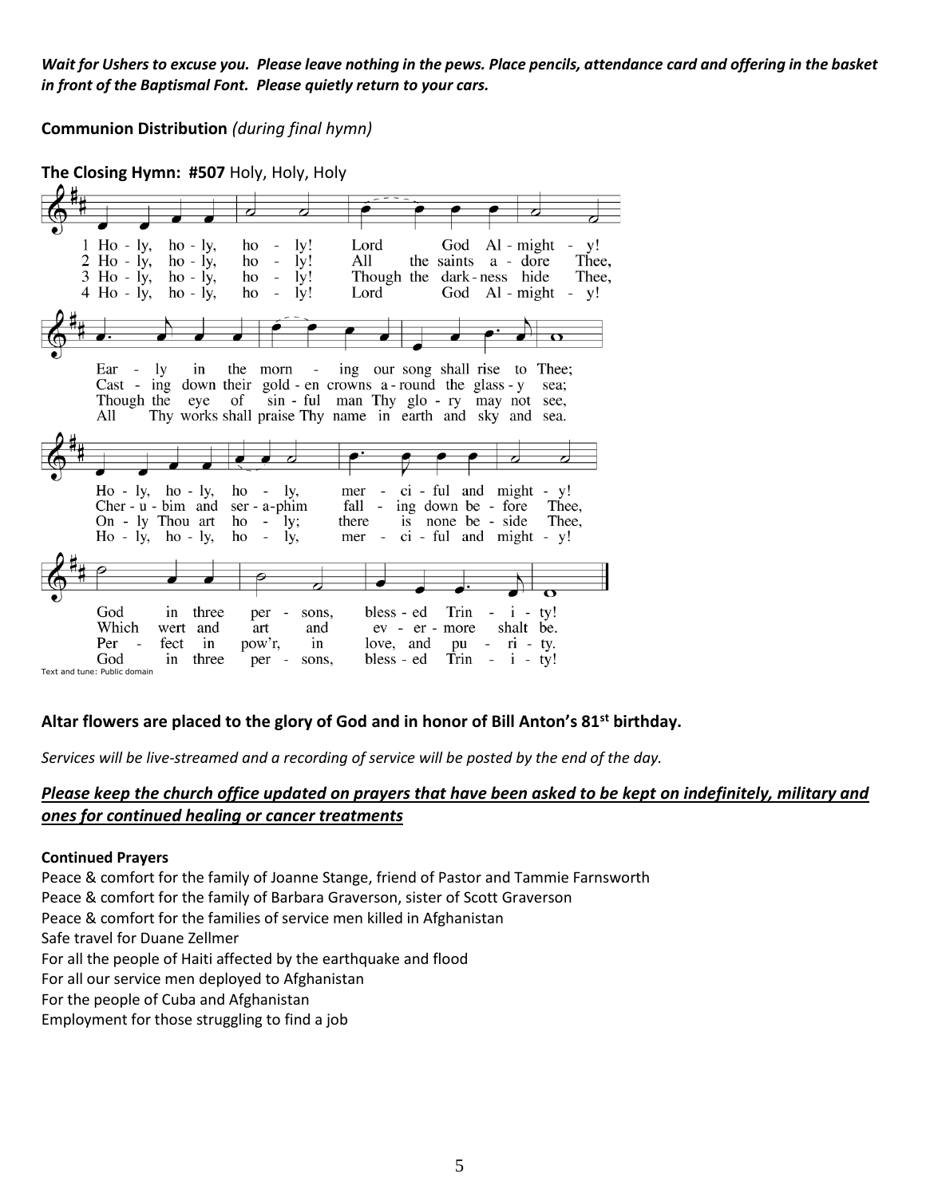***Wait for Ushers to excuse you. Please leave nothing in the pews. Place pencils, attendance card and offering in the basket in front of the Baptismal Font. Please quietly return to your cars.***

**Communion Distribution** *(during final hymn)*

**The Closing Hymn: #507** Holy, Holy, Holy

1 Ho - ly, ho - ly, ho - ly! Lord God Al - might - y!
Ear - ly in the morn - ing our song shall rise to Thee;
Ho - ly, ho - ly, ho - ly, mer - ci - ful and might - y!
God in three per - sons, bless - ed Trin - i - ty!

2 Ho - ly, ho - ly, ho - ly! All the saints a - dore Thee,
Cast - ing down their gold - en crowns a - round the glass - y sea;
Cher - u - bim and ser - a-phim fall - ing down be - fore Thee,
Which wert and art and ev - er - more shalt be.

3 Ho - ly, ho - ly, ho - ly! Though the dark - ness hide Thee,
Though the eye of sin - ful man Thy glo - ry may not see,
On - ly Thou art ho - ly; there is none be - side Thee,
Per - fect in pow'r, in love, and pu - ri - ty.

4 Ho - ly, ho - ly, ho - ly! Lord God Al - might - y!
All Thy works shall praise Thy name in earth and sky and sea.
Ho - ly, ho - ly, ho - ly, mer - ci - ful and might - y!
God in three per - sons, bless - ed Trin - i - ty!

Text and tune: Public domain

**Altar flowers are placed to the glory of God and in honor of Bill Anton's 81st birthday.**

*Services will be live-streamed and a recording of service will be posted by the end of the day.*

***Please keep the church office updated on prayers that have been asked to be kept on indefinitely, military and ones for continued healing or cancer treatments***

**Continued Prayers**

Peace & comfort for the family of Joanne Stange, friend of Pastor and Tammie Farnsworth
Peace & comfort for the family of Barbara Graverson, sister of Scott Graverson
Peace & comfort for the families of service men killed in Afghanistan
Safe travel for Duane Zellmer
For all the people of Haiti affected by the earthquake and flood
For all our service men deployed to Afghanistan
For the people of Cuba and Afghanistan
Employment for those struggling to find a job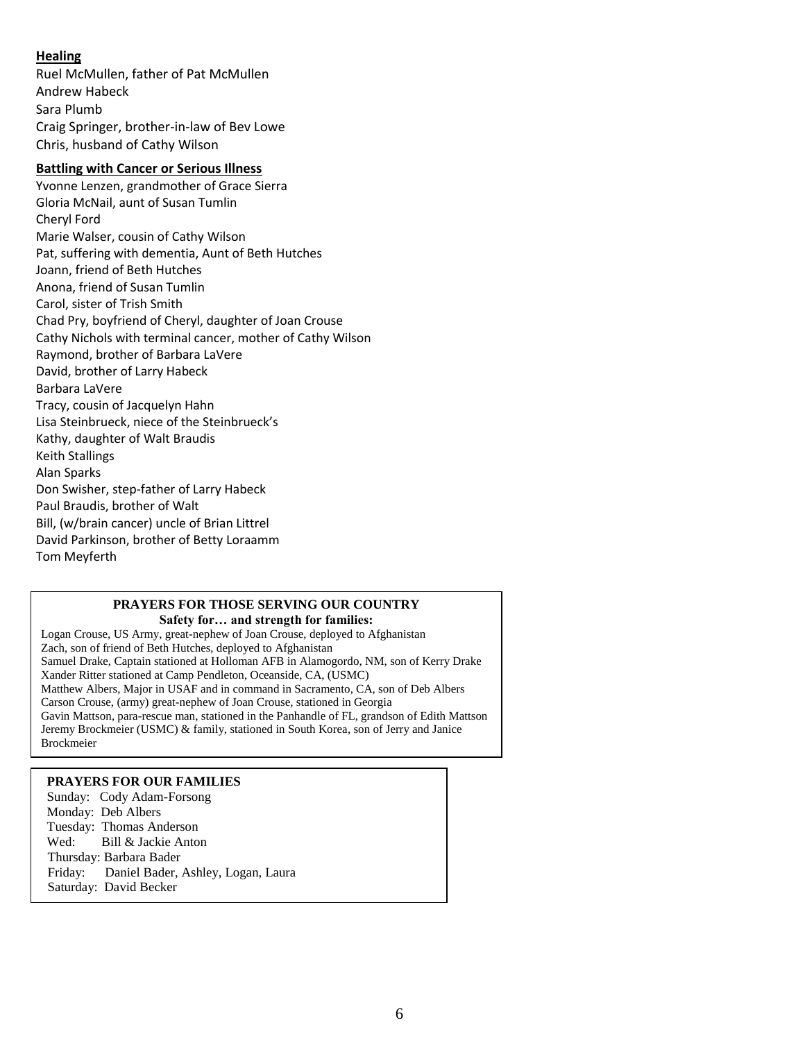**Healing**

Ruel McMullen, father of Pat McMullen
Andrew Habeck
Sara Plumb
Craig Springer, brother-in-law of Bev Lowe
Chris, husband of Cathy Wilson

**Battling with Cancer or Serious Illness**

Yvonne Lenzen, grandmother of Grace Sierra
Gloria McNail, aunt of Susan Tumlin
Cheryl Ford
Marie Walser, cousin of Cathy Wilson
Pat, suffering with dementia, Aunt of Beth Hutches
Joann, friend of Beth Hutches
Anona, friend of Susan Tumlin
Carol, sister of Trish Smith
Chad Pry, boyfriend of Cheryl, daughter of Joan Crouse
Cathy Nichols with terminal cancer, mother of Cathy Wilson
Raymond, brother of Barbara LaVere
David, brother of Larry Habeck
Barbara LaVere
Tracy, cousin of Jacquelyn Hahn
Lisa Steinbrueck, niece of the Steinbrueck's
Kathy, daughter of Walt Braudis
Keith Stallings
Alan Sparks
Don Swisher, step-father of Larry Habeck
Paul Braudis, brother of Walt
Bill, (w/brain cancer) uncle of Brian Littrel
David Parkinson, brother of Betty Loraamm
Tom Meyferth

**PRAYERS FOR THOSE SERVING OUR COUNTRY**
**Safety for… and strength for families:**

Logan Crouse, US Army, great-nephew of Joan Crouse, deployed to Afghanistan
Zach, son of friend of Beth Hutches, deployed to Afghanistan
Samuel Drake, Captain stationed at Holloman AFB in Alamogordo, NM, son of Kerry Drake
Xander Ritter stationed at Camp Pendleton, Oceanside, CA, (USMC)
Matthew Albers, Major in USAF and in command in Sacramento, CA, son of Deb Albers
Carson Crouse, (army) great-nephew of Joan Crouse, stationed in Georgia
Gavin Mattson, para-rescue man, stationed in the Panhandle of FL, grandson of Edith Mattson
Jeremy Brockmeier (USMC) & family, stationed in South Korea, son of Jerry and Janice Brockmeier

**PRAYERS FOR OUR FAMILIES**

Sunday: Cody Adam-Forsong
Monday: Deb Albers
Tuesday: Thomas Anderson
Wed: Bill & Jackie Anton
Thursday: Barbara Bader
Friday: Daniel Bader, Ashley, Logan, Laura
Saturday: David Becker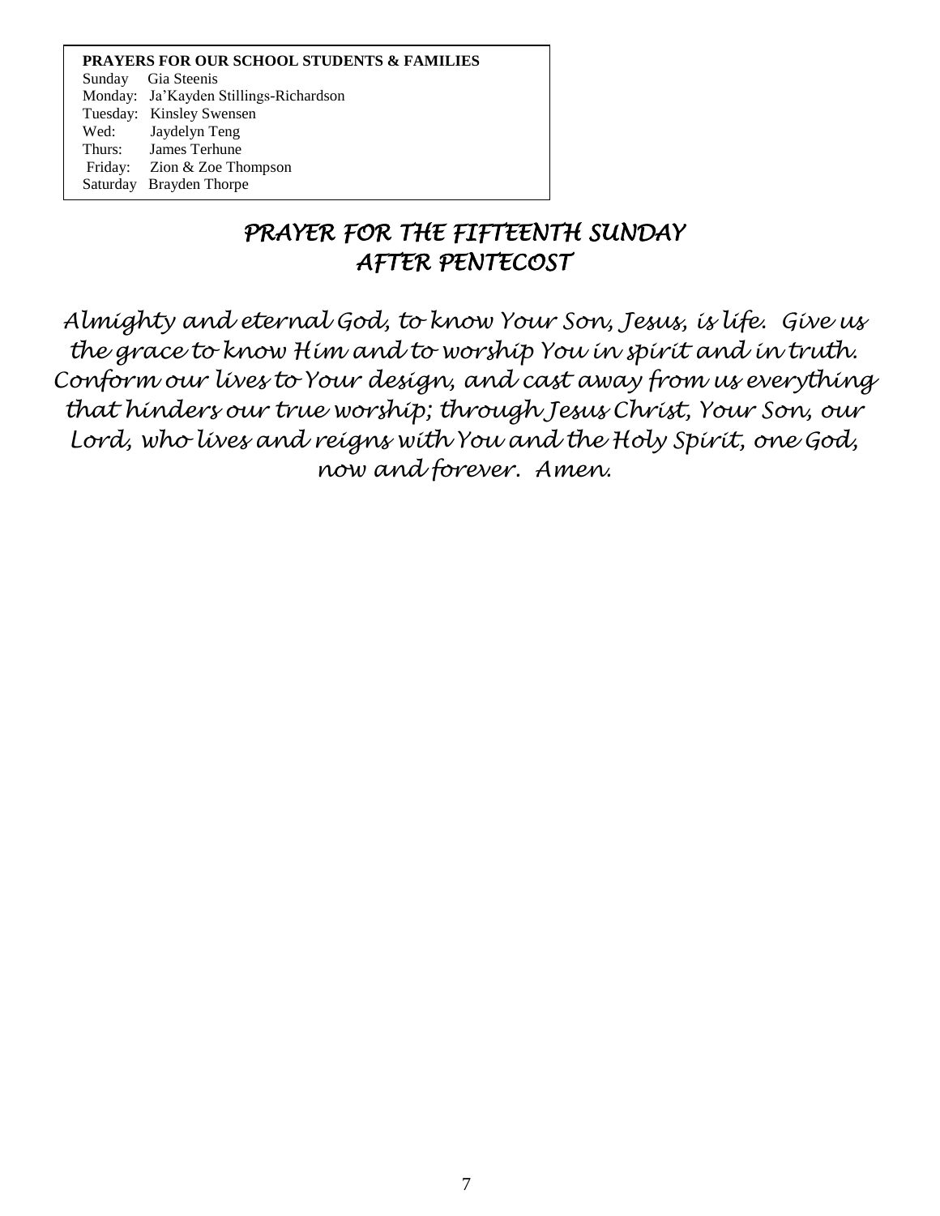**PRAYERS FOR OUR SCHOOL STUDENTS & FAMILIES**

| | |
|---|---|
| Sunday | Gia Steenis |
| Monday: | Ja'Kayden Stillings-Richardson |
| Tuesday: | Kinsley Swensen |
| Wed: | Jaydelyn Teng |
| Thurs: | James Terhune |
| Friday: | Zion & Zoe Thompson |
| Saturday | Brayden Thorpe |

## *PRAYER FOR THE FIFTEENTH SUNDAY AFTER PENTECOST*

*Almighty and eternal God, to know Your Son, Jesus, is life. Give us the grace to know Him and to worship You in spirit and in truth. Conform our lives to Your design, and cast away from us everything that hinders our true worship; through Jesus Christ, Your Son, our Lord, who lives and reigns with You and the Holy Spirit, one God, now and forever. Amen.*